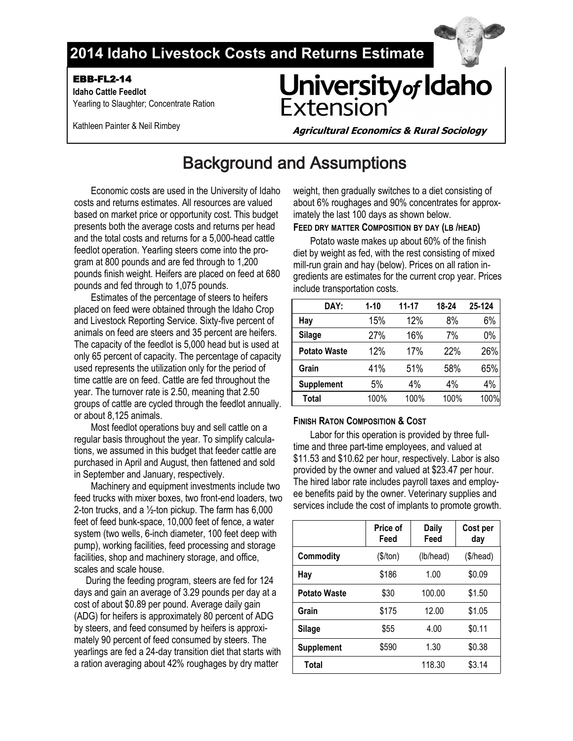# 2014 Idaho Livestock Costs and Returns Estimate

**EBB-FL2-14**
**Idaho Cattle Feedlot**
Yearling to Slaughter; Concentrate Ration

Kathleen Painter & Neil Rimbey

University of Idaho Extension

*Agricultural Economics & Rural Sociology*

## Background and Assumptions

Economic costs are used in the University of Idaho costs and returns estimates. All resources are valued based on market price or opportunity cost. This budget presents both the average costs and returns per head and the total costs and returns for a 5,000-head cattle feedlot operation. Yearling steers come into the program at 800 pounds and are fed through to 1,200 pounds finish weight. Heifers are placed on feed at 680 pounds and fed through to 1,075 pounds.

Estimates of the percentage of steers to heifers placed on feed were obtained through the Idaho Crop and Livestock Reporting Service. Sixty-five percent of animals on feed are steers and 35 percent are heifers. The capacity of the feedlot is 5,000 head but is used at only 65 percent of capacity. The percentage of capacity used represents the utilization only for the period of time cattle are on feed. Cattle are fed throughout the year. The turnover rate is 2.50, meaning that 2.50 groups of cattle are cycled through the feedlot annually. or about 8,125 animals.

Most feedlot operations buy and sell cattle on a regular basis throughout the year. To simplify calculations, we assumed in this budget that feeder cattle are purchased in April and August, then fattened and sold in September and January, respectively.

Machinery and equipment investments include two feed trucks with mixer boxes, two front-end loaders, two 2-ton trucks, and a ½-ton pickup. The farm has 6,000 feet of feed bunk-space, 10,000 feet of fence, a water system (two wells, 6-inch diameter, 100 feet deep with pump), working facilities, feed processing and storage facilities, shop and machinery storage, and office, scales and scale house.

During the feeding program, steers are fed for 124 days and gain an average of 3.29 pounds per day at a cost of about $0.89 per pound. Average daily gain (ADG) for heifers is approximately 80 percent of ADG by steers, and feed consumed by heifers is approximately 90 percent of feed consumed by steers. The yearlings are fed a 24-day transition diet that starts with a ration averaging about 42% roughages by dry matter weight, then gradually switches to a diet consisting of about 6% roughages and 90% concentrates for approximately the last 100 days as shown below.

### Feed dry matter Composition by day (lb /head)

Potato waste makes up about 60% of the finish diet by weight as fed, with the rest consisting of mixed mill-run grain and hay (below). Prices on all ration ingredients are estimates for the current crop year. Prices include transportation costs.

| DAY: | 1-10 | 11-17 | 18-24 | 25-124 |
|---|---|---|---|---|
| Hay | 15% | 12% | 8% | 6% |
| Silage | 27% | 16% | 7% | 0% |
| Potato Waste | 12% | 17% | 22% | 26% |
| Grain | 41% | 51% | 58% | 65% |
| Supplement | 5% | 4% | 4% | 4% |
| Total | 100% | 100% | 100% | 100% |

### Finish Raton Composition & Cost

Labor for this operation is provided by three full-time and three part-time employees, and valued at $11.53 and $10.62 per hour, respectively. Labor is also provided by the owner and valued at $23.47 per hour. The hired labor rate includes payroll taxes and employee benefits paid by the owner. Veterinary supplies and services include the cost of implants to promote growth.

| | Price of Feed | Daily Feed | Cost per day |
|---|---|---|---|
| Commodity | ($/ton) | (lb/head) | ($/head) |
| Hay | $186 | 1.00 | $0.09 |
| Potato Waste | $30 | 100.00 | $1.50 |
| Grain | $175 | 12.00 | $1.05 |
| Silage | $55 | 4.00 | $0.11 |
| Supplement | $590 | 1.30 | $0.38 |
| Total | | 118.30 | $3.14 |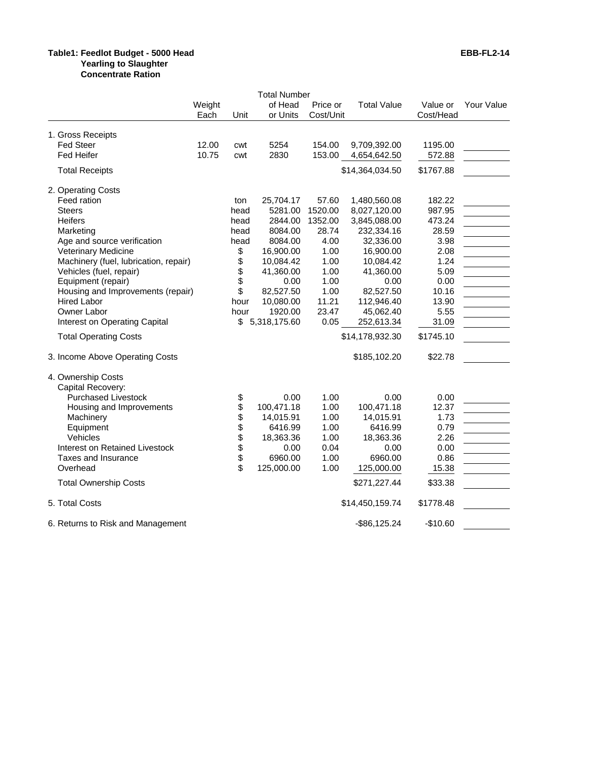**Table1: Feedlot Budget - 5000 Head** **EBB-FL2-14**
**Yearling to Slaughter**
**Concentrate Ration**

| | Weight Each | Unit | Total Number of Head or Units | Price or Cost/Unit | Total Value | Value or Cost/Head | Your Value |
|---|---|---|---|---|---|---|---|
| 1. Gross Receipts | | | | | | | |
| Fed Steer | 12.00 | cwt | 5254 | 154.00 | 9,709,392.00 | 1195.00 | |
| Fed Heifer | 10.75 | cwt | 2830 | 153.00 | 4,654,642.50 | 572.88 | |
| Total Receipts | | | | | $14,364,034.50 | $1767.88 | |
| 2. Operating Costs | | | | | | | |
| Feed ration | | ton | 25,704.17 | 57.60 | 1,480,560.08 | 182.22 | |
| Steers | | head | 5281.00 | 1520.00 | 8,027,120.00 | 987.95 | |
| Heifers | | head | 2844.00 | 1352.00 | 3,845,088.00 | 473.24 | |
| Marketing | | head | 8084.00 | 28.74 | 232,334.16 | 28.59 | |
| Age and source verification | | head | 8084.00 | 4.00 | 32,336.00 | 3.98 | |
| Veterinary Medicine | | $ | 16,900.00 | 1.00 | 16,900.00 | 2.08 | |
| Machinery (fuel, lubrication, repair) | | $ | 10,084.42 | 1.00 | 10,084.42 | 1.24 | |
| Vehicles (fuel, repair) | | $ | 41,360.00 | 1.00 | 41,360.00 | 5.09 | |
| Equipment (repair) | | $ | 0.00 | 1.00 | 0.00 | 0.00 | |
| Housing and Improvements (repair) | | $ | 82,527.50 | 1.00 | 82,527.50 | 10.16 | |
| Hired Labor | | hour | 10,080.00 | 11.21 | 112,946.40 | 13.90 | |
| Owner Labor | | hour | 1920.00 | 23.47 | 45,062.40 | 5.55 | |
| Interest on Operating Capital | | $ | 5,318,175.60 | 0.05 | 252,613.34 | 31.09 | |
| Total Operating Costs | | | | | $14,178,932.30 | $1745.10 | |
| 3. Income Above Operating Costs | | | | | $185,102.20 | $22.78 | |
| 4. Ownership Costs | | | | | | | |
| Capital Recovery: | | | | | | | |
| Purchased Livestock | | $ | 0.00 | 1.00 | 0.00 | 0.00 | |
| Housing and Improvements | | $ | 100,471.18 | 1.00 | 100,471.18 | 12.37 | |
| Machinery | | $ | 14,015.91 | 1.00 | 14,015.91 | 1.73 | |
| Equipment | | $ | 6416.99 | 1.00 | 6416.99 | 0.79 | |
| Vehicles | | $ | 18,363.36 | 1.00 | 18,363.36 | 2.26 | |
| Interest on Retained Livestock | | $ | 0.00 | 0.04 | 0.00 | 0.00 | |
| Taxes and Insurance | | $ | 6960.00 | 1.00 | 6960.00 | 0.86 | |
| Overhead | | $ | 125,000.00 | 1.00 | 125,000.00 | 15.38 | |
| Total Ownership Costs | | | | | $271,227.44 | $33.38 | |
| 5. Total Costs | | | | | $14,450,159.74 | $1778.48 | |
| 6. Returns to Risk and Management | | | | | -$86,125.24 | -$10.60 | |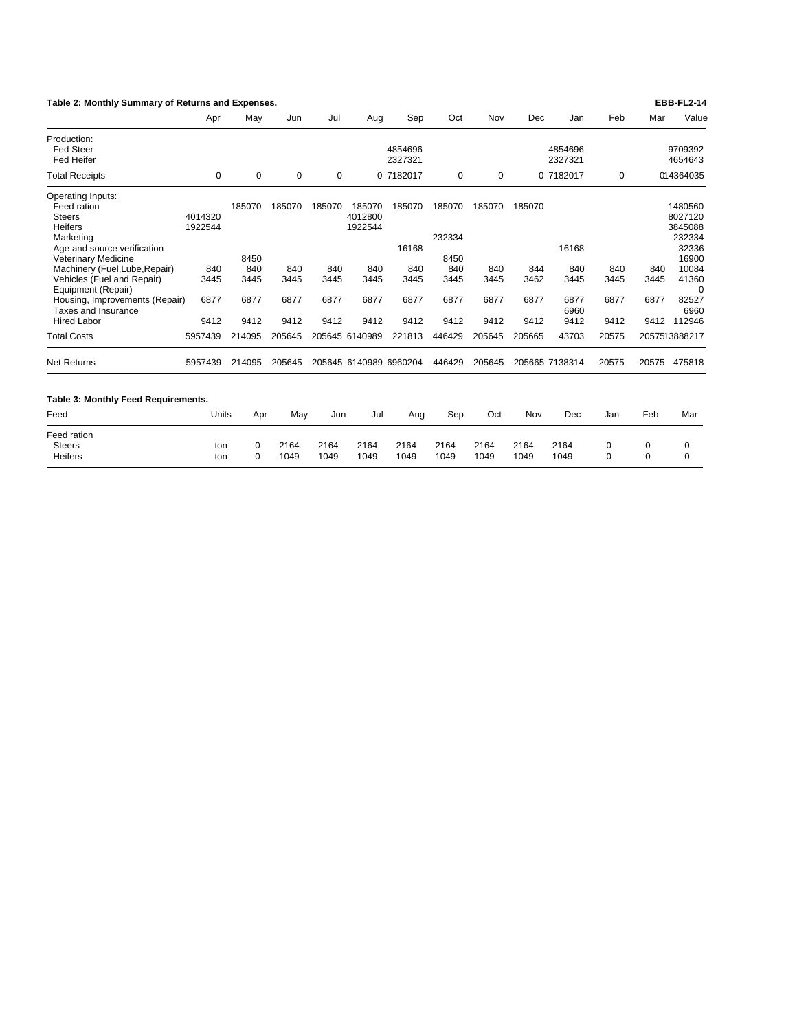**Table 2: Monthly Summary of Returns and Expenses.** **EBB-FL2-14**

| | Apr | May | Jun | Jul | Aug | Sep | Oct | Nov | Dec | Jan | Feb | Mar | Value |
|---|---|---|---|---|---|---|---|---|---|---|---|---|---|
| Production: | | | | | | | | | | | | | |
| Fed Steer | | | | | | 4854696 | | | | 4854696 | | | 9709392 |
| Fed Heifer | | | | | | 2327321 | | | | 2327321 | | | 4654643 |
| Total Receipts | 0 | 0 | 0 | 0 | 0 | 7182017 | 0 | 0 | 0 | 7182017 | 0 | 0 | 14364035 |
| Operating Inputs: | | | | | | | | | | | | | |
| Feed ration | | 185070 | 185070 | 185070 | 185070 | 185070 | 185070 | 185070 | 185070 | | | | 1480560 |
| Steers | 4014320 | | | | 4012800 | | | | | | | | 8027120 |
| Heifers | 1922544 | | | | 1922544 | | | | | | | | 3845088 |
| Marketing | | | | | | | 232334 | | | | | | 232334 |
| Age and source verification | | | | | | 16168 | | | | 16168 | | | 32336 |
| Veterinary Medicine | | 8450 | | | | | 8450 | | | | | | 16900 |
| Machinery (Fuel,Lube,Repair) | 840 | 840 | 840 | 840 | 840 | 840 | 840 | 840 | 844 | 840 | 840 | 840 | 10084 |
| Vehicles (Fuel and Repair) | 3445 | 3445 | 3445 | 3445 | 3445 | 3445 | 3445 | 3445 | 3462 | 3445 | 3445 | 3445 | 41360 |
| Equipment (Repair) | | | | | | | | | | | | | 0 |
| Housing, Improvements (Repair) | 6877 | 6877 | 6877 | 6877 | 6877 | 6877 | 6877 | 6877 | 6877 | 6877 | 6877 | 6877 | 82527 |
| Taxes and Insurance | | | | | | | | | | 6960 | | | 6960 |
| Hired Labor | 9412 | 9412 | 9412 | 9412 | 9412 | 9412 | 9412 | 9412 | 9412 | 9412 | 9412 | 9412 | 112946 |
| Total Costs | 5957439 | 214095 | 205645 | 205645 | 6140989 | 221813 | 446429 | 205645 | 205665 | 43703 | 20575 | 20575 | 13888217 |
| Net Returns | -5957439 | -214095 | -205645 | -205645 | -6140989 | 6960204 | -446429 | -205645 | -205665 | 7138314 | -20575 | -20575 | 475818 |

**Table 3: Monthly Feed Requirements.**

| Feed | Units | Apr | May | Jun | Jul | Aug | Sep | Oct | Nov | Dec | Jan | Feb | Mar |
|---|---|---|---|---|---|---|---|---|---|---|---|---|---|
| Feed ration | | | | | | | | | | | | | |
| Steers | ton | 0 | 2164 | 2164 | 2164 | 2164 | 2164 | 2164 | 2164 | 2164 | 0 | 0 | 0 |
| Heifers | ton | 0 | 1049 | 1049 | 1049 | 1049 | 1049 | 1049 | 1049 | 1049 | 0 | 0 | 0 |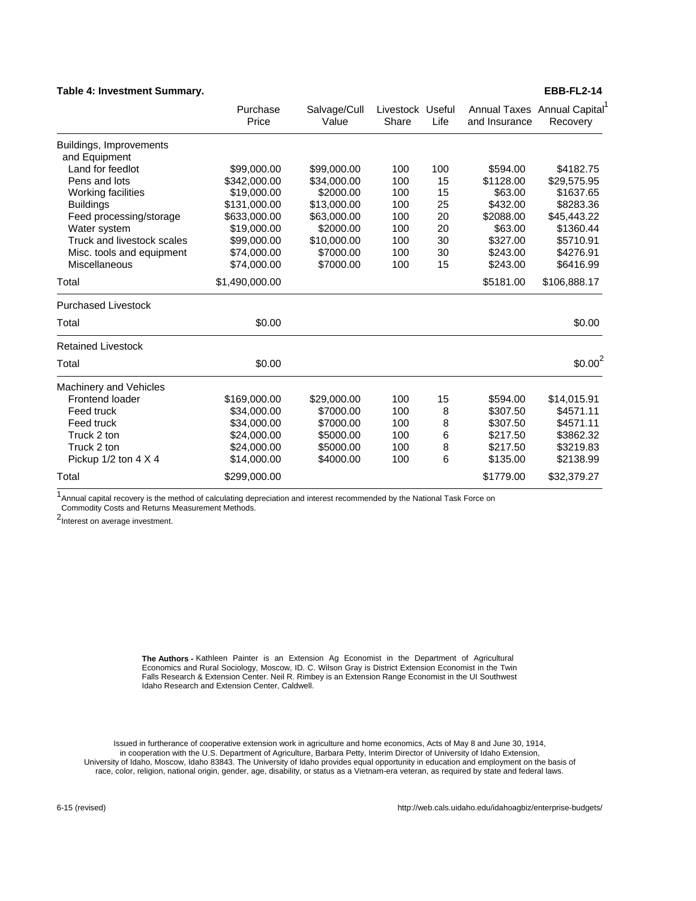**Table 4: Investment Summary.** **EBB-FL2-14**

| | Purchase Price | Salvage/Cull Value | Livestock Share | Useful Life | Annual Taxes and Insurance | Annual Capital[1] Recovery |
|---|---|---|---|---|---|---|
| Buildings, Improvements and Equipment | | | | | | |
| Land for feedlot | $99,000.00 | $99,000.00 | 100 | 100 | $594.00 | $4182.75 |
| Pens and lots | $342,000.00 | $34,000.00 | 100 | 15 | $1128.00 | $29,575.95 |
| Working facilities | $19,000.00 | $2000.00 | 100 | 15 | $63.00 | $1637.65 |
| Buildings | $131,000.00 | $13,000.00 | 100 | 25 | $432.00 | $8283.36 |
| Feed processing/storage | $633,000.00 | $63,000.00 | 100 | 20 | $2088.00 | $45,443.22 |
| Water system | $19,000.00 | $2000.00 | 100 | 20 | $63.00 | $1360.44 |
| Truck and livestock scales | $99,000.00 | $10,000.00 | 100 | 30 | $327.00 | $5710.91 |
| Misc. tools and equipment | $74,000.00 | $7000.00 | 100 | 30 | $243.00 | $4276.91 |
| Miscellaneous | $74,000.00 | $7000.00 | 100 | 15 | $243.00 | $6416.99 |
| Total | $1,490,000.00 | | | | $5181.00 | $106,888.17 |
| Purchased Livestock | | | | | | |
| Total | $0.00 | | | | | $0.00 |
| Retained Livestock | | | | | | |
| Total | $0.00 | | | | | $0.00[2] |
| Machinery and Vehicles | | | | | | |
| Frontend loader | $169,000.00 | $29,000.00 | 100 | 15 | $594.00 | $14,015.91 |
| Feed truck | $34,000.00 | $7000.00 | 100 | 8 | $307.50 | $4571.11 |
| Feed truck | $34,000.00 | $7000.00 | 100 | 8 | $307.50 | $4571.11 |
| Truck 2 ton | $24,000.00 | $5000.00 | 100 | 6 | $217.50 | $3862.32 |
| Truck 2 ton | $24,000.00 | $5000.00 | 100 | 8 | $217.50 | $3219.83 |
| Pickup 1/2 ton 4 X 4 | $14,000.00 | $4000.00 | 100 | 6 | $135.00 | $2138.99 |
| Total | $299,000.00 | | | | $1779.00 | $32,379.27 |

[1]Annual capital recovery is the method of calculating depreciation and interest recommended by the National Task Force on Commodity Costs and Returns Measurement Methods.

[2]Interest on average investment.

**The Authors -** Kathleen Painter is an Extension Ag Economist in the Department of Agricultural Economics and Rural Sociology, Moscow, ID. C. Wilson Gray is District Extension Economist in the Twin Falls Research & Extension Center. Neil R. Rimbey is an Extension Range Economist in the UI Southwest Idaho Research and Extension Center, Caldwell.

Issued in furtherance of cooperative extension work in agriculture and home economics, Acts of May 8 and June 30, 1914, in cooperation with the U.S. Department of Agriculture, Barbara Petty, Interim Director of University of Idaho Extension, University of Idaho, Moscow, Idaho 83843. The University of Idaho provides equal opportunity in education and employment on the basis of race, color, religion, national origin, gender, age, disability, or status as a Vietnam-era veteran, as required by state and federal laws.

6-15 (revised) http://web.cals.uidaho.edu/idahoagbiz/enterprise-budgets/